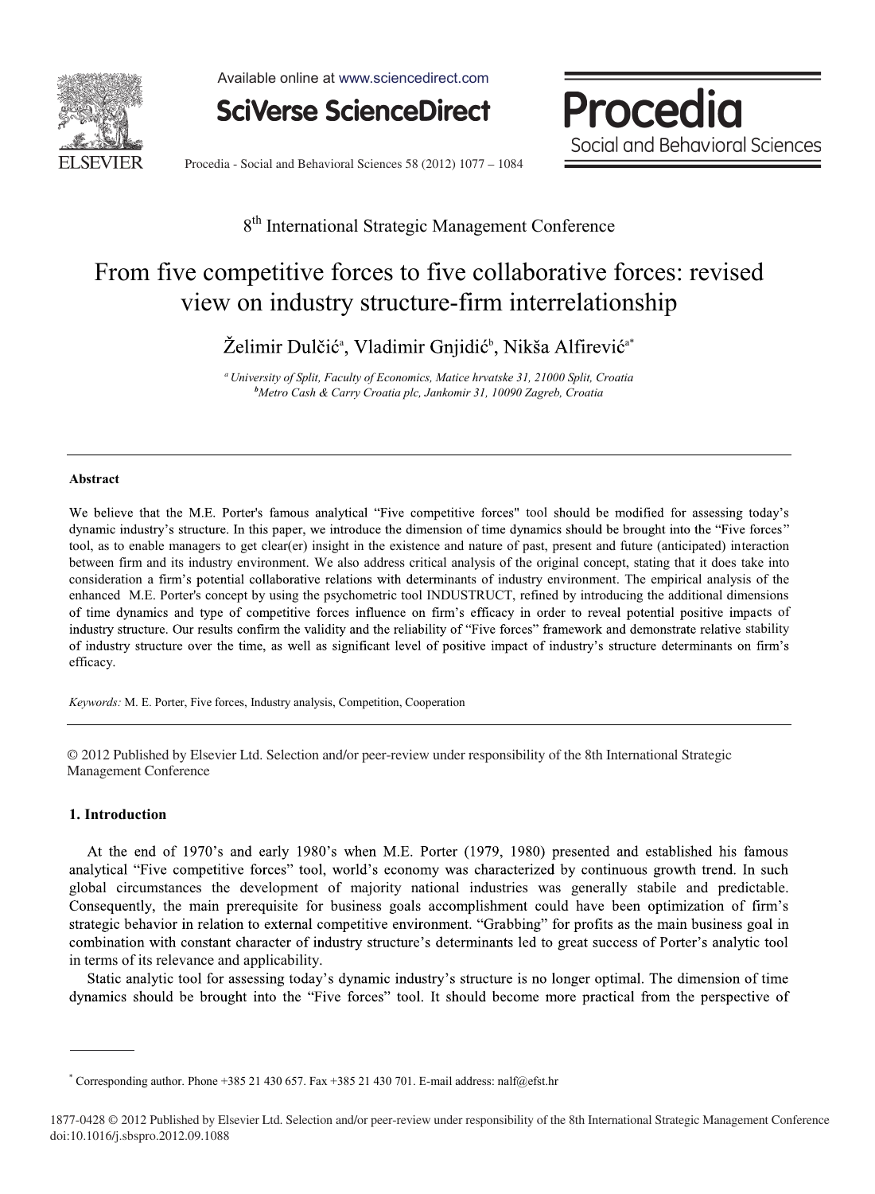8th International Strategic Management Conference

# From five competitive forces to five collaborative forces: revised view on industry structure-firm interrelationship

Želimir Dulčić[a], Vladimir Gnjidić[b], Nikša Alfirević[a*]

[a] *University of Split, Faculty of Economics, Matice hrvatske 31, 21000 Split, Croatia*
[b] *Metro Cash & Carry Croatia plc, Jankomir 31, 10090 Zagreb, Croatia*

---

**Abstract**

We believe that the M.E. Porter's famous analytical "Five competitive forces" tool should be modified for assessing today's dynamic industry's structure. In this paper, we introduce the dimension of time dynamics should be brought into the "Five forces" tool, as to enable managers to get clear(er) insight in the existence and nature of past, present and future (anticipated) interaction between firm and its industry environment. We also address critical analysis of the original concept, stating that it does take into consideration a firm's potential collaborative relations with determinants of industry environment. The empirical analysis of the enhanced M.E. Porter's concept by using the psychometric tool INDUSTRUCT, refined by introducing the additional dimensions of time dynamics and type of competitive forces influence on firm's efficacy in order to reveal potential positive impacts of industry structure. Our results confirm the validity and the reliability of "Five forces" framework and demonstrate relative stability of industry structure over the time, as well as significant level of positive impact of industry's structure determinants on firm's efficacy.

*Keywords:* M. E. Porter, Five forces, Industry analysis, Competition, Cooperation

---

© 2012 Published by Elsevier Ltd. Selection and/or peer-review under responsibility of the 8th International Strategic Management Conference

## 1. Introduction

At the end of 1970's and early 1980's when M.E. Porter (1979, 1980) presented and established his famous analytical "Five competitive forces" tool, world's economy was characterized by continuous growth trend. In such global circumstances the development of majority national industries was generally stabile and predictable. Consequently, the main prerequisite for business goals accomplishment could have been optimization of firm's strategic behavior in relation to external competitive environment. "Grabbing" for profits as the main business goal in combination with constant character of industry structure's determinants led to great success of Porter's analytic tool in terms of its relevance and applicability.

Static analytic tool for assessing today's dynamic industry's structure is no longer optimal. The dimension of time dynamics should be brought into the "Five forces" tool. It should become more practical from the perspective of

---

[*] Corresponding author. Phone +385 21 430 657. Fax +385 21 430 701. E-mail address: nalf@efst.hr

1877-0428 © 2012 Published by Elsevier Ltd. Selection and/or peer-review under responsibility of the 8th International Strategic Management Conference
doi:10.1016/j.sbspro.2012.09.1088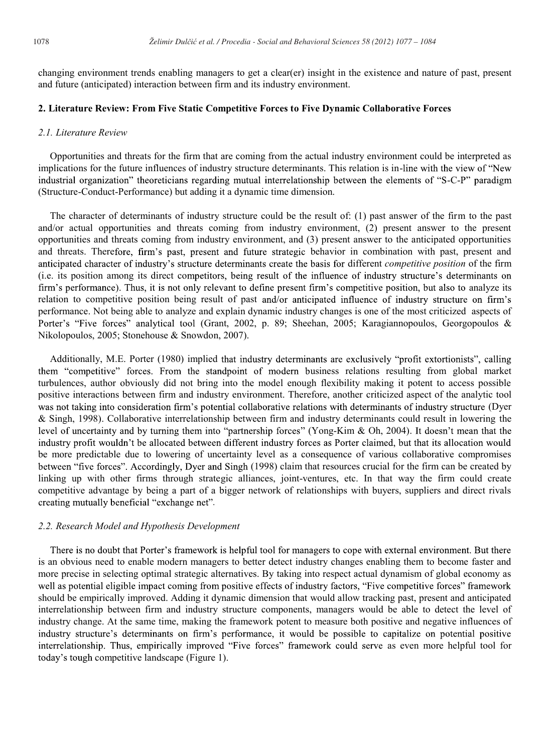changing environment trends enabling managers to get a clear(er) insight in the existence and nature of past, present and future (anticipated) interaction between firm and its industry environment.

## 2. Literature Review: From Five Static Competitive Forces to Five Dynamic Collaborative Forces

### *2.1. Literature Review*

Opportunities and threats for the firm that are coming from the actual industry environment could be interpreted as implications for the future influences of industry structure determinants. This relation is in-line with the view of "New industrial organization" theoreticians regarding mutual interrelationship between the elements of "S-C-P" paradigm (Structure-Conduct-Performance) but adding it a dynamic time dimension.

The character of determinants of industry structure could be the result of: (1) past answer of the firm to the past and/or actual opportunities and threats coming from industry environment, (2) present answer to the present opportunities and threats coming from industry environment, and (3) present answer to the anticipated opportunities and threats. Therefore, firm's past, present and future strategic behavior in combination with past, present and anticipated character of industry's structure determinants create the basis for different *competitive position* of the firm (i.e. its position among its direct competitors, being result of the influence of industry structure's determinants on firm's performance). Thus, it is not only relevant to define present firm's competitive position, but also to analyze its relation to competitive position being result of past and/or anticipated influence of industry structure on firm's performance. Not being able to analyze and explain dynamic industry changes is one of the most criticized aspects of Porter's "Five forces" analytical tool (Grant, 2002, p. 89; Sheehan, 2005; Karagiannopoulos, Georgopoulos & Nikolopoulos, 2005; Stonehouse & Snowdon, 2007).

Additionally, M.E. Porter (1980) implied that industry determinants are exclusively "profit extortionists", calling them "competitive" forces. From the standpoint of modern business relations resulting from global market turbulences, author obviously did not bring into the model enough flexibility making it potent to access possible positive interactions between firm and industry environment. Therefore, another criticized aspect of the analytic tool was not taking into consideration firm's potential collaborative relations with determinants of industry structure (Dyer & Singh, 1998). Collaborative interrelationship between firm and industry determinants could result in lowering the level of uncertainty and by turning them into "partnership forces" (Yong-Kim & Oh, 2004). It doesn't mean that the industry profit wouldn't be allocated between different industry forces as Porter claimed, but that its allocation would be more predictable due to lowering of uncertainty level as a consequence of various collaborative compromises between "five forces". Accordingly, Dyer and Singh (1998) claim that resources crucial for the firm can be created by linking up with other firms through strategic alliances, joint-ventures, etc. In that way the firm could create competitive advantage by being a part of a bigger network of relationships with buyers, suppliers and direct rivals creating mutually beneficial "exchange net".

### *2.2. Research Model and Hypothesis Development*

There is no doubt that Porter's framework is helpful tool for managers to cope with external environment. But there is an obvious need to enable modern managers to better detect industry changes enabling them to become faster and more precise in selecting optimal strategic alternatives. By taking into respect actual dynamism of global economy as well as potential eligible impact coming from positive effects of industry factors, "Five competitive forces" framework should be empirically improved. Adding it dynamic dimension that would allow tracking past, present and anticipated interrelationship between firm and industry structure components, managers would be able to detect the level of industry change. At the same time, making the framework potent to measure both positive and negative influences of industry structure's determinants on firm's performance, it would be possible to capitalize on potential positive interrelationship. Thus, empirically improved "Five forces" framework could serve as even more helpful tool for today's tough competitive landscape (Figure 1).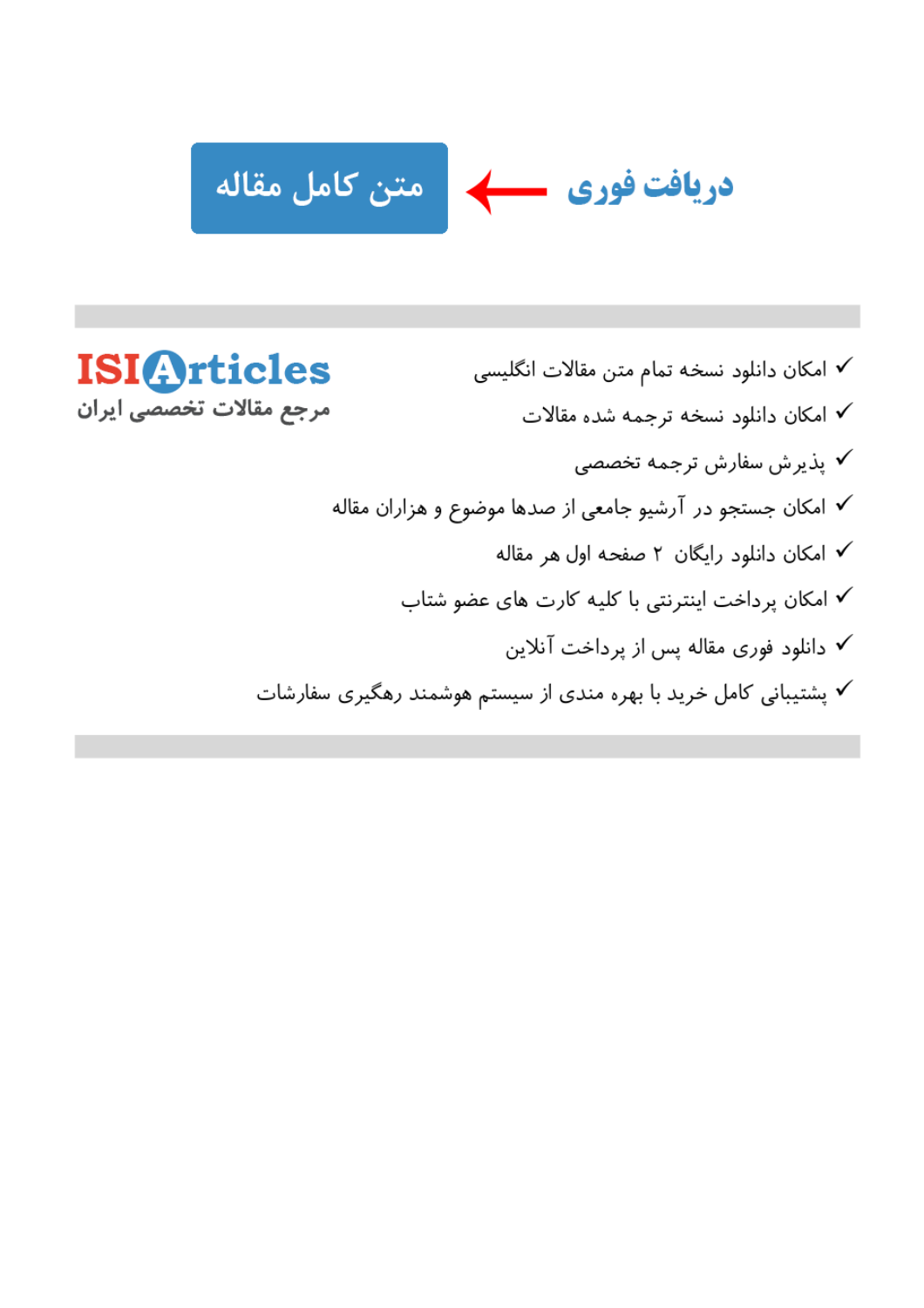دریافت فوری ← متن کامل مقاله

**ISIArticles**
مرجع مقالات تخصصی ایران

- ✓ امکان دانلود نسخه تمام متن مقالات انگلیسی
- ✓ امکان دانلود نسخه ترجمه شده مقالات
- ✓ پذیرش سفارش ترجمه تخصصی
- ✓ امکان جستجو در آرشیو جامعی از صدها موضوع و هزاران مقاله
- ✓ امکان دانلود رایگان ۲ صفحه اول هر مقاله
- ✓ امکان پرداخت اینترنتی با کلیه کارت های عضو شتاب
- ✓ دانلود فوری مقاله پس از پرداخت آنلاین
- ✓ پشتیبانی کامل خرید با بهره مندی از سیستم هوشمند رهگیری سفارشات